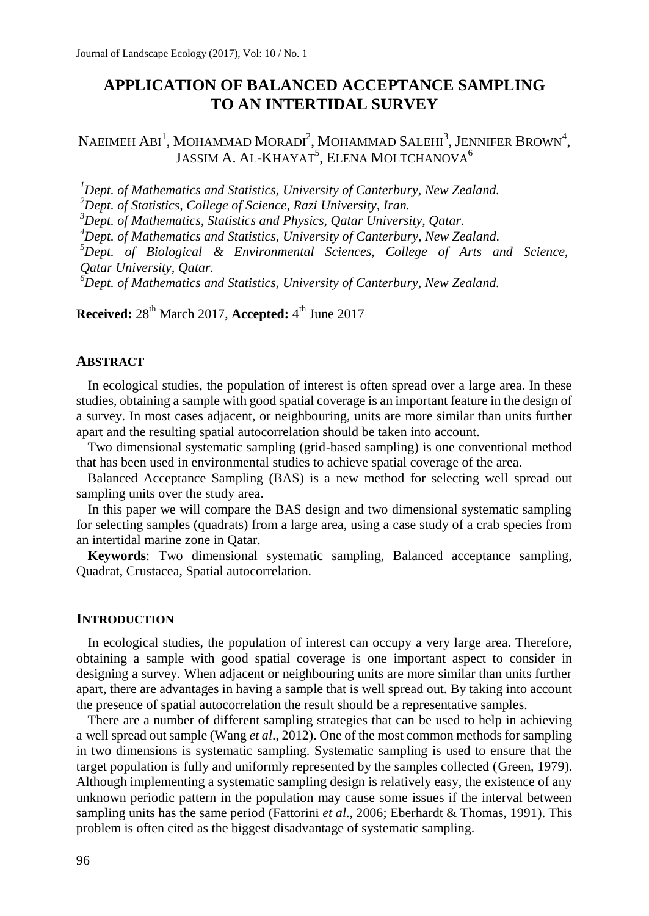# APPLICATION OF BALANCED ACCEPTANCE SAMPLING TO AN INTERTIDAL SURVEY

NAEIMEH ABI[1], MOHAMMAD MORADI[2], MOHAMMAD SALEHI[3], JENNIFER BROWN[4], JASSIM A. AL-KHAYAT[5], ELENA MOLTCHANOVA[6]

[1]*Dept. of Mathematics and Statistics, University of Canterbury, New Zealand.*
[2]*Dept. of Statistics, College of Science, Razi University, Iran.*
[3]*Dept. of Mathematics, Statistics and Physics, Qatar University, Qatar.*
[4]*Dept. of Mathematics and Statistics, University of Canterbury, New Zealand.*
[5]*Dept. of Biological & Environmental Sciences, College of Arts and Science, Qatar University, Qatar.*
[6]*Dept. of Mathematics and Statistics, University of Canterbury, New Zealand.*

**Received:** 28th March 2017, **Accepted:** 4th June 2017

## ABSTRACT

In ecological studies, the population of interest is often spread over a large area. In these studies, obtaining a sample with good spatial coverage is an important feature in the design of a survey. In most cases adjacent, or neighbouring, units are more similar than units further apart and the resulting spatial autocorrelation should be taken into account.

Two dimensional systematic sampling (grid-based sampling) is one conventional method that has been used in environmental studies to achieve spatial coverage of the area.

Balanced Acceptance Sampling (BAS) is a new method for selecting well spread out sampling units over the study area.

In this paper we will compare the BAS design and two dimensional systematic sampling for selecting samples (quadrats) from a large area, using a case study of a crab species from an intertidal marine zone in Qatar.

**Keywords**: Two dimensional systematic sampling, Balanced acceptance sampling, Quadrat, Crustacea, Spatial autocorrelation.

## INTRODUCTION

In ecological studies, the population of interest can occupy a very large area. Therefore, obtaining a sample with good spatial coverage is one important aspect to consider in designing a survey. When adjacent or neighbouring units are more similar than units further apart, there are advantages in having a sample that is well spread out. By taking into account the presence of spatial autocorrelation the result should be a representative samples.

There are a number of different sampling strategies that can be used to help in achieving a well spread out sample (Wang *et al*., 2012). One of the most common methods for sampling in two dimensions is systematic sampling. Systematic sampling is used to ensure that the target population is fully and uniformly represented by the samples collected (Green, 1979). Although implementing a systematic sampling design is relatively easy, the existence of any unknown periodic pattern in the population may cause some issues if the interval between sampling units has the same period (Fattorini *et al*., 2006; Eberhardt & Thomas, 1991). This problem is often cited as the biggest disadvantage of systematic sampling.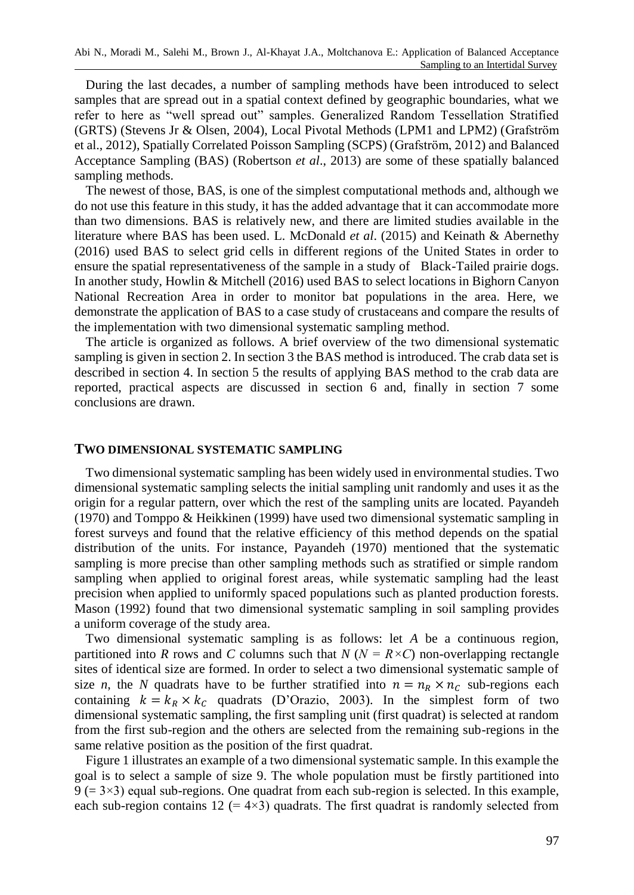During the last decades, a number of sampling methods have been introduced to select samples that are spread out in a spatial context defined by geographic boundaries, what we refer to here as "well spread out" samples. Generalized Random Tessellation Stratified (GRTS) (Stevens Jr & Olsen, 2004), Local Pivotal Methods (LPM1 and LPM2) (Grafström et al., 2012), Spatially Correlated Poisson Sampling (SCPS) (Grafström, 2012) and Balanced Acceptance Sampling (BAS) (Robertson *et al*., 2013) are some of these spatially balanced sampling methods.

The newest of those, BAS, is one of the simplest computational methods and, although we do not use this feature in this study, it has the added advantage that it can accommodate more than two dimensions. BAS is relatively new, and there are limited studies available in the literature where BAS has been used. L. McDonald *et al*. (2015) and Keinath & Abernethy (2016) used BAS to select grid cells in different regions of the United States in order to ensure the spatial representativeness of the sample in a study of Black-Tailed prairie dogs. In another study, Howlin & Mitchell (2016) used BAS to select locations in Bighorn Canyon National Recreation Area in order to monitor bat populations in the area. Here, we demonstrate the application of BAS to a case study of crustaceans and compare the results of the implementation with two dimensional systematic sampling method.

The article is organized as follows. A brief overview of the two dimensional systematic sampling is given in section 2. In section 3 the BAS method is introduced. The crab data set is described in section 4. In section 5 the results of applying BAS method to the crab data are reported, practical aspects are discussed in section 6 and, finally in section 7 some conclusions are drawn.

## TWO DIMENSIONAL SYSTEMATIC SAMPLING

Two dimensional systematic sampling has been widely used in environmental studies. Two dimensional systematic sampling selects the initial sampling unit randomly and uses it as the origin for a regular pattern, over which the rest of the sampling units are located. Payandeh (1970) and Tomppo & Heikkinen (1999) have used two dimensional systematic sampling in forest surveys and found that the relative efficiency of this method depends on the spatial distribution of the units. For instance, Payandeh (1970) mentioned that the systematic sampling is more precise than other sampling methods such as stratified or simple random sampling when applied to original forest areas, while systematic sampling had the least precision when applied to uniformly spaced populations such as planted production forests. Mason (1992) found that two dimensional systematic sampling in soil sampling provides a uniform coverage of the study area.

Two dimensional systematic sampling is as follows: let $A$ be a continuous region, partitioned into $R$ rows and $C$ columns such that $N$ ($N = R \times C$) non-overlapping rectangle sites of identical size are formed. In order to select a two dimensional systematic sample of size $n$, the $N$ quadrats have to be further stratified into $n = n_R \times n_C$ sub-regions each containing $k = k_R \times k_C$ quadrats (D'Orazio, 2003). In the simplest form of two dimensional systematic sampling, the first sampling unit (first quadrat) is selected at random from the first sub-region and the others are selected from the remaining sub-regions in the same relative position as the position of the first quadrat.

Figure 1 illustrates an example of a two dimensional systematic sample. In this example the goal is to select a sample of size 9. The whole population must be firstly partitioned into 9 (= 3×3) equal sub-regions. One quadrat from each sub-region is selected. In this example, each sub-region contains 12 (= 4×3) quadrats. The first quadrat is randomly selected from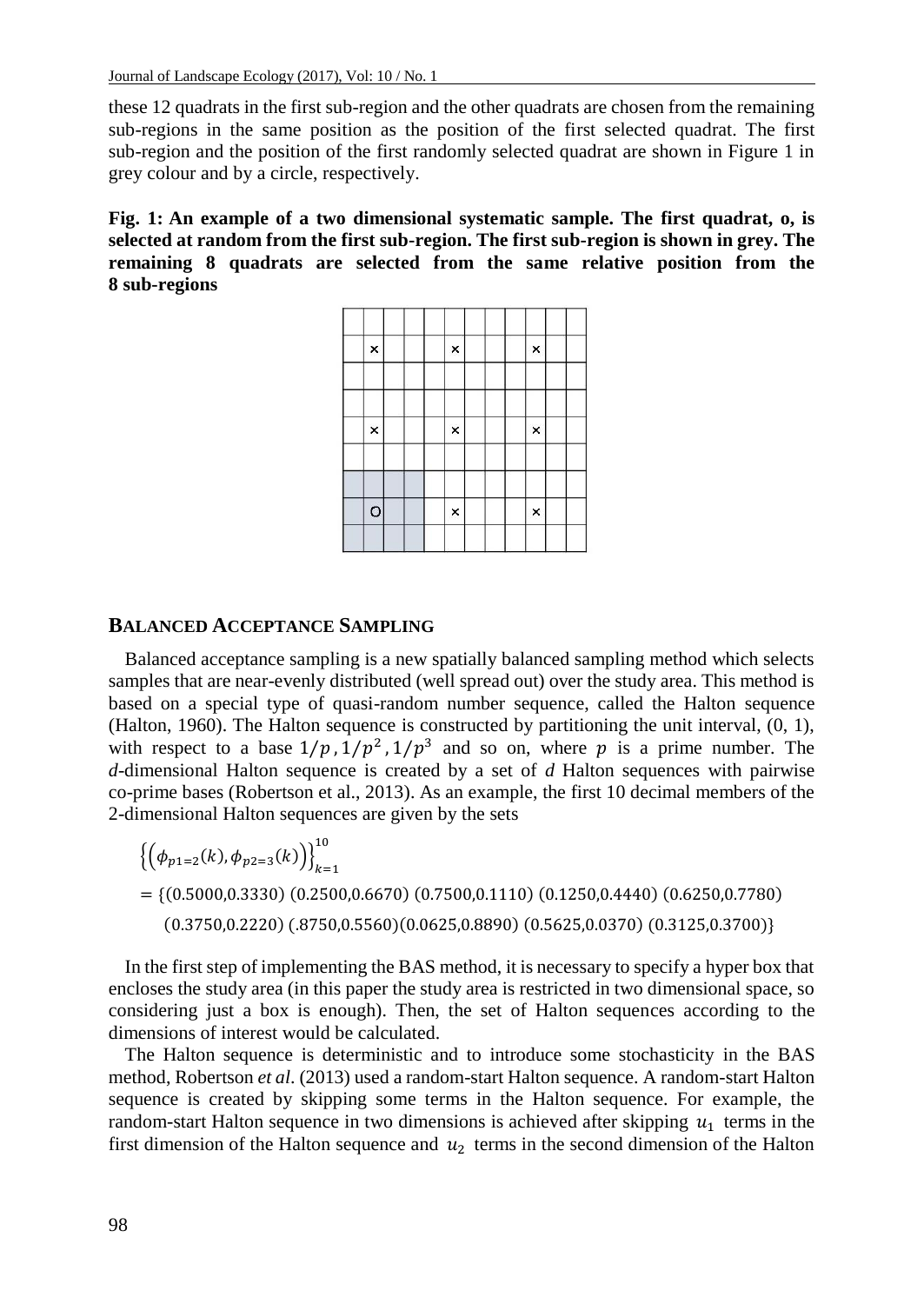these 12 quadrats in the first sub-region and the other quadrats are chosen from the remaining sub-regions in the same position as the position of the first selected quadrat. The first sub-region and the position of the first randomly selected quadrat are shown in Figure 1 in grey colour and by a circle, respectively.

**Fig. 1: An example of a two dimensional systematic sample. The first quadrat, o, is selected at random from the first sub-region. The first sub-region is shown in grey. The remaining 8 quadrats are selected from the same relative position from the 8 sub-regions**

| | | | | | | | | | | | |
|---|---|---|---|---|---|---|---|---|---|---|---|
| | × | | | | × | | | | × | | |
| | | | | | | | | | | | |
| | | | | | | | | | | | |
| | × | | | | × | | | | × | | |
| | | | | | | | | | | | |
| | | | | | | | | | | | |
| | o | | | | × | | | | × | | |
| | | | | | | | | | | | |

## BALANCED ACCEPTANCE SAMPLING

Balanced acceptance sampling is a new spatially balanced sampling method which selects samples that are near-evenly distributed (well spread out) over the study area. This method is based on a special type of quasi-random number sequence, called the Halton sequence (Halton, 1960). The Halton sequence is constructed by partitioning the unit interval, (0, 1), with respect to a base $1/p, 1/p^2, 1/p^3$ and so on, where $p$ is a prime number. The $d$-dimensional Halton sequence is created by a set of $d$ Halton sequences with pairwise co-prime bases (Robertson et al., 2013). As an example, the first 10 decimal members of the 2-dimensional Halton sequences are given by the sets

$$\left\{\left(\phi_{p1=2}(k), \phi_{p2=3}(k)\right)\right\}_{k=1}^{10}$$
$$= \{(0.5000,0.3330)\ (0.2500,0.6670)\ (0.7500,0.1110)\ (0.1250,0.4440)\ (0.6250,0.7780)$$
$$(0.3750,0.2220)\ (.8750,0.5560)(0.0625,0.8890)\ (0.5625,0.0370)\ (0.3125,0.3700)\}$$

In the first step of implementing the BAS method, it is necessary to specify a hyper box that encloses the study area (in this paper the study area is restricted in two dimensional space, so considering just a box is enough). Then, the set of Halton sequences according to the dimensions of interest would be calculated.

The Halton sequence is deterministic and to introduce some stochasticity in the BAS method, Robertson *et al.* (2013) used a random-start Halton sequence. A random-start Halton sequence is created by skipping some terms in the Halton sequence. For example, the random-start Halton sequence in two dimensions is achieved after skipping $u_1$ terms in the first dimension of the Halton sequence and $u_2$ terms in the second dimension of the Halton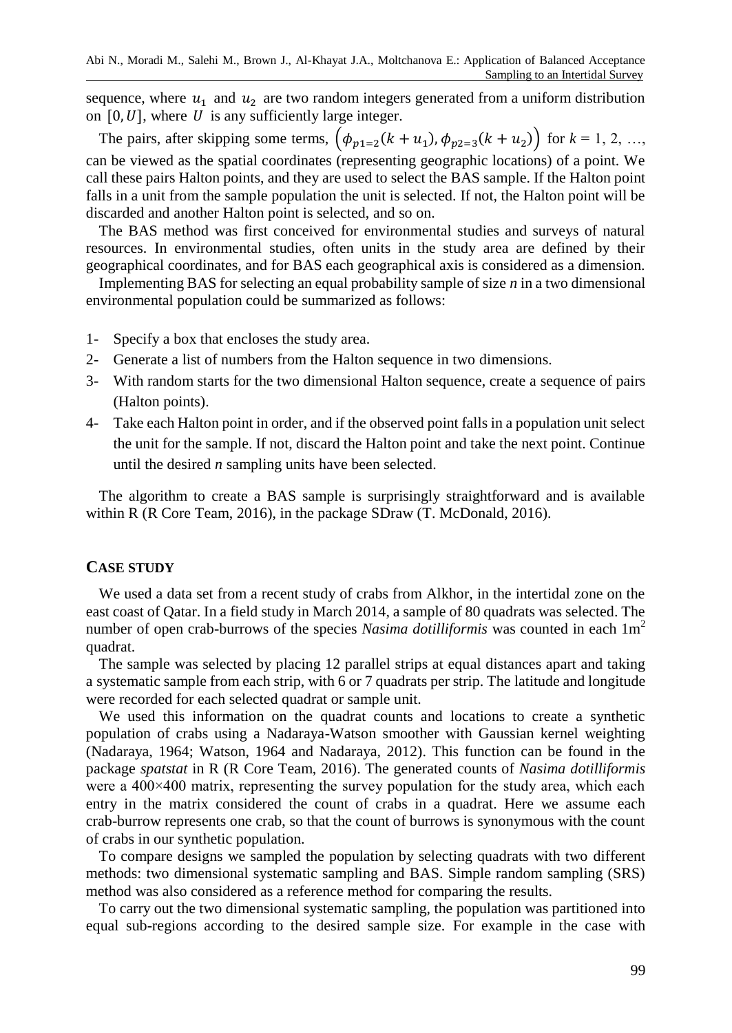sequence, where $u_1$ and $u_2$ are two random integers generated from a uniform distribution on $[0, U]$, where $U$ is any sufficiently large integer.

The pairs, after skipping some terms, $\left(\phi_{p1=2}(k+u_1), \phi_{p2=3}(k+u_2)\right)$ for $k$ = 1, 2, …, can be viewed as the spatial coordinates (representing geographic locations) of a point. We call these pairs Halton points, and they are used to select the BAS sample. If the Halton point falls in a unit from the sample population the unit is selected. If not, the Halton point will be discarded and another Halton point is selected, and so on.

The BAS method was first conceived for environmental studies and surveys of natural resources. In environmental studies, often units in the study area are defined by their geographical coordinates, and for BAS each geographical axis is considered as a dimension.

Implementing BAS for selecting an equal probability sample of size *n* in a two dimensional environmental population could be summarized as follows:

1- Specify a box that encloses the study area.
2- Generate a list of numbers from the Halton sequence in two dimensions.
3- With random starts for the two dimensional Halton sequence, create a sequence of pairs (Halton points).
4- Take each Halton point in order, and if the observed point falls in a population unit select the unit for the sample. If not, discard the Halton point and take the next point. Continue until the desired *n* sampling units have been selected.

The algorithm to create a BAS sample is surprisingly straightforward and is available within R (R Core Team, 2016), in the package SDraw (T. McDonald, 2016).

## CASE STUDY

We used a data set from a recent study of crabs from Alkhor, in the intertidal zone on the east coast of Qatar. In a field study in March 2014, a sample of 80 quadrats was selected. The number of open crab-burrows of the species *Nasima dotilliformis* was counted in each 1m$^2$ quadrat.

The sample was selected by placing 12 parallel strips at equal distances apart and taking a systematic sample from each strip, with 6 or 7 quadrats per strip. The latitude and longitude were recorded for each selected quadrat or sample unit.

We used this information on the quadrat counts and locations to create a synthetic population of crabs using a Nadaraya-Watson smoother with Gaussian kernel weighting (Nadaraya, 1964; Watson, 1964 and Nadaraya, 2012). This function can be found in the package *spatstat* in R (R Core Team, 2016). The generated counts of *Nasima dotilliformis* were a 400×400 matrix, representing the survey population for the study area, which each entry in the matrix considered the count of crabs in a quadrat. Here we assume each crab-burrow represents one crab, so that the count of burrows is synonymous with the count of crabs in our synthetic population.

To compare designs we sampled the population by selecting quadrats with two different methods: two dimensional systematic sampling and BAS. Simple random sampling (SRS) method was also considered as a reference method for comparing the results.

To carry out the two dimensional systematic sampling, the population was partitioned into equal sub-regions according to the desired sample size. For example in the case with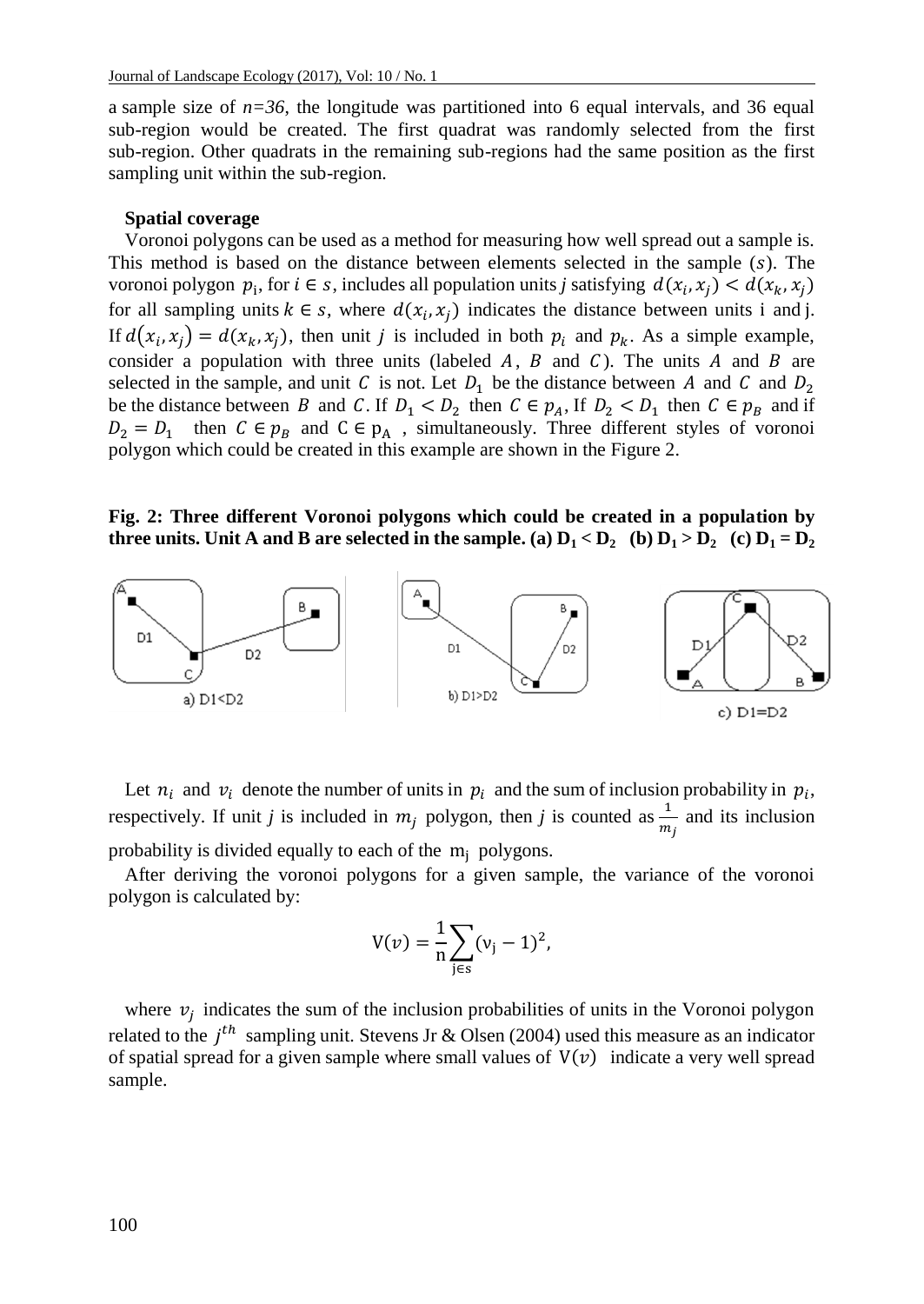a sample size of $n=36$, the longitude was partitioned into 6 equal intervals, and 36 equal sub-region would be created. The first quadrat was randomly selected from the first sub-region. Other quadrats in the remaining sub-regions had the same position as the first sampling unit within the sub-region.

**Spatial coverage**

Voronoi polygons can be used as a method for measuring how well spread out a sample is. This method is based on the distance between elements selected in the sample ($s$). The voronoi polygon $p_i$, for $i \in s$, includes all population units $j$ satisfying $d(x_i, x_j) < d(x_k, x_j)$ for all sampling units $k \in s$, where $d(x_i, x_j)$ indicates the distance between units i and j. If $d(x_i, x_j) = d(x_k, x_j)$, then unit $j$ is included in both $p_i$ and $p_k$. As a simple example, consider a population with three units (labeled $A$, $B$ and $C$). The units $A$ and $B$ are selected in the sample, and unit $C$ is not. Let $D_1$ be the distance between $A$ and $C$ and $D_2$ be the distance between $B$ and $C$. If $D_1 < D_2$ then $C \in p_A$, If $D_2 < D_1$ then $C \in p_B$ and if $D_2 = D_1$ then $C \in p_B$ and $C \in p_A$, simultaneously. Three different styles of voronoi polygon which could be created in this example are shown in the Figure 2.

**Fig. 2: Three different Voronoi polygons which could be created in a population by three units. Unit A and B are selected in the sample. (a) $D_1 < D_2$ (b) $D_1 > D_2$ (c) $D_1 = D_2$**

Let $n_i$ and $v_i$ denote the number of units in $p_i$ and the sum of inclusion probability in $p_i$, respectively. If unit $j$ is included in $m_j$ polygon, then $j$ is counted as $\frac{1}{m_j}$ and its inclusion probability is divided equally to each of the $m_j$ polygons.

After deriving the voronoi polygons for a given sample, the variance of the voronoi polygon is calculated by:

$$V(v) = \frac{1}{n}\sum_{j \in s}(v_j - 1)^2,$$

where $v_j$ indicates the sum of the inclusion probabilities of units in the Voronoi polygon related to the $j^{th}$ sampling unit. Stevens Jr & Olsen (2004) used this measure as an indicator of spatial spread for a given sample where small values of $V(v)$ indicate a very well spread sample.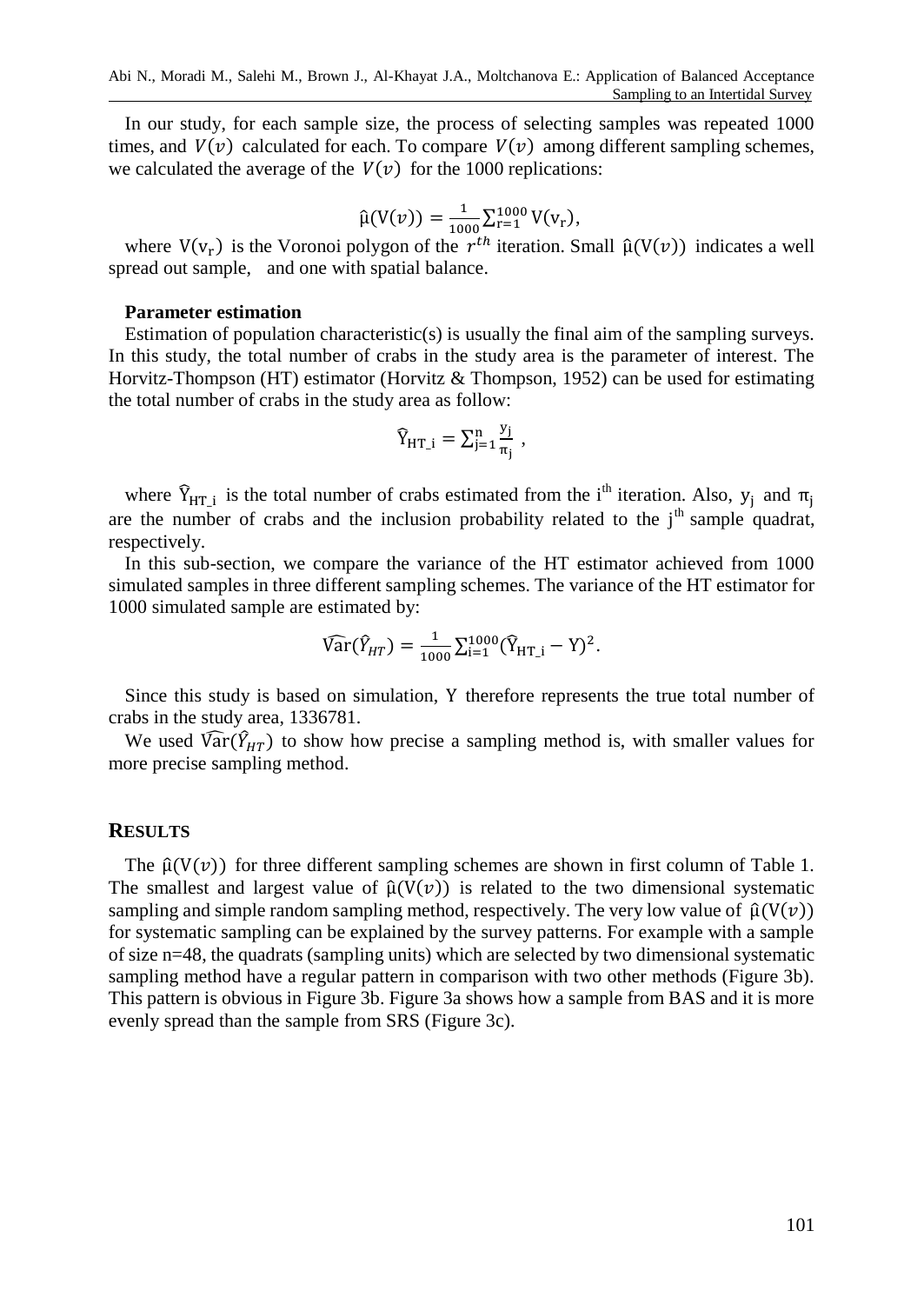In our study, for each sample size, the process of selecting samples was repeated 1000 times, and $V(v)$ calculated for each. To compare $V(v)$ among different sampling schemes, we calculated the average of the $V(v)$ for the 1000 replications:

$$\hat{\mu}(V(v)) = \frac{1}{1000}\sum_{r=1}^{1000} V(v_r),$$

where $V(v_r)$ is the Voronoi polygon of the $r^{th}$ iteration. Small $\hat{\mu}(V(v))$ indicates a well spread out sample, and one with spatial balance.

**Parameter estimation**

Estimation of population characteristic(s) is usually the final aim of the sampling surveys. In this study, the total number of crabs in the study area is the parameter of interest. The Horvitz-Thompson (HT) estimator (Horvitz & Thompson, 1952) can be used for estimating the total number of crabs in the study area as follow:

$$\hat{Y}_{HT\_i} = \sum_{j=1}^{n} \frac{y_j}{\pi_j} ,$$

where $\hat{Y}_{HT\_i}$ is the total number of crabs estimated from the $i^{th}$ iteration. Also, $y_j$ and $\pi_j$ are the number of crabs and the inclusion probability related to the $j^{th}$ sample quadrat, respectively.

In this sub-section, we compare the variance of the HT estimator achieved from 1000 simulated samples in three different sampling schemes. The variance of the HT estimator for 1000 simulated sample are estimated by:

$$\widehat{\mathrm{Var}}(\hat{Y}_{HT}) = \frac{1}{1000}\sum_{i=1}^{1000}(\hat{Y}_{HT\_i} - Y)^2.$$

Since this study is based on simulation, Y therefore represents the true total number of crabs in the study area, 1336781.

We used $\widehat{\mathrm{Var}}(\hat{Y}_{HT})$ to show how precise a sampling method is, with smaller values for more precise sampling method.

## RESULTS

The $\hat{\mu}(V(v))$ for three different sampling schemes are shown in first column of Table 1. The smallest and largest value of $\hat{\mu}(V(v))$ is related to the two dimensional systematic sampling and simple random sampling method, respectively. The very low value of $\hat{\mu}(V(v))$ for systematic sampling can be explained by the survey patterns. For example with a sample of size n=48, the quadrats (sampling units) which are selected by two dimensional systematic sampling method have a regular pattern in comparison with two other methods (Figure 3b). This pattern is obvious in Figure 3b. Figure 3a shows how a sample from BAS and it is more evenly spread than the sample from SRS (Figure 3c).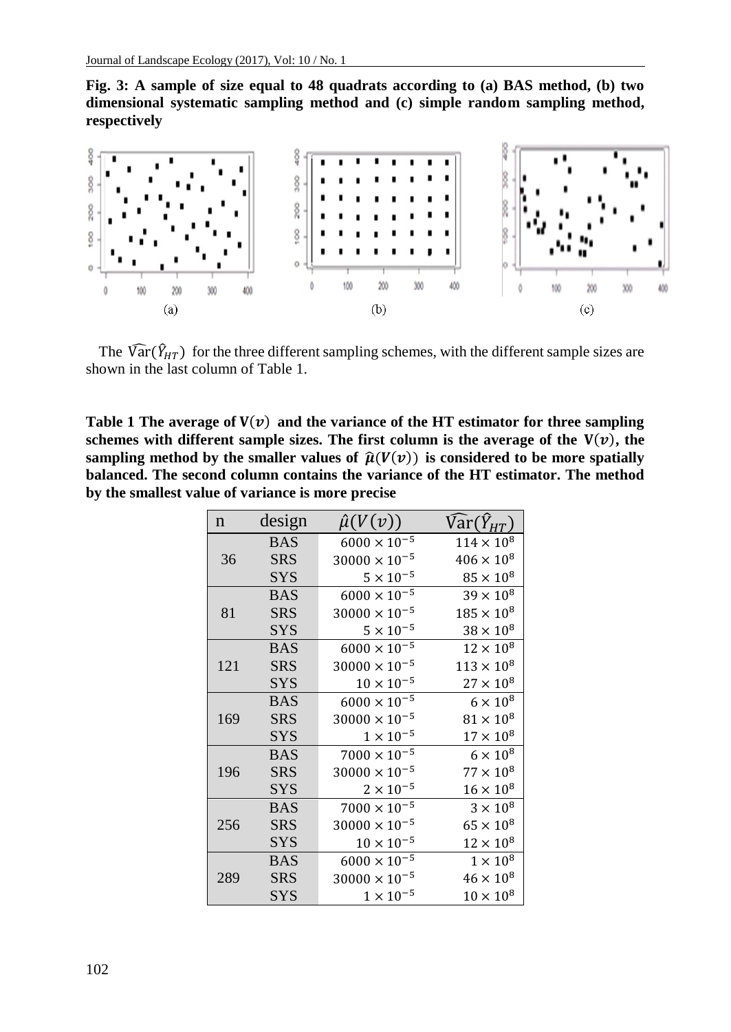**Fig. 3: A sample of size equal to 48 quadrats according to (a) BAS method, (b) two dimensional systematic sampling method and (c) simple random sampling method, respectively**

The $\widehat{\text{Var}}(\hat{Y}_{HT})$ for the three different sampling schemes, with the different sample sizes are shown in the last column of Table 1.

**Table 1 The average of $V(v)$ and the variance of the HT estimator for three sampling schemes with different sample sizes. The first column is the average of the $V(v)$, the sampling method by the smaller values of $\hat{\mu}(V(v))$ is considered to be more spatially balanced. The second column contains the variance of the HT estimator. The method by the smallest value of variance is more precise**

| n | design | $\hat{\mu}(V(v))$ | $\widehat{\text{Var}}(\hat{Y}_{HT})$ |
|---|---|---|---|
| 36 | BAS | $6000 \times 10^{-5}$ | $114 \times 10^{8}$ |
| | SRS | $30000 \times 10^{-5}$ | $406 \times 10^{8}$ |
| | SYS | $5 \times 10^{-5}$ | $85 \times 10^{8}$ |
| 81 | BAS | $6000 \times 10^{-5}$ | $39 \times 10^{8}$ |
| | SRS | $30000 \times 10^{-5}$ | $185 \times 10^{8}$ |
| | SYS | $5 \times 10^{-5}$ | $38 \times 10^{8}$ |
| 121 | BAS | $6000 \times 10^{-5}$ | $12 \times 10^{8}$ |
| | SRS | $30000 \times 10^{-5}$ | $113 \times 10^{8}$ |
| | SYS | $10 \times 10^{-5}$ | $27 \times 10^{8}$ |
| 169 | BAS | $6000 \times 10^{-5}$ | $6 \times 10^{8}$ |
| | SRS | $30000 \times 10^{-5}$ | $81 \times 10^{8}$ |
| | SYS | $1 \times 10^{-5}$ | $17 \times 10^{8}$ |
| 196 | BAS | $7000 \times 10^{-5}$ | $6 \times 10^{8}$ |
| | SRS | $30000 \times 10^{-5}$ | $77 \times 10^{8}$ |
| | SYS | $2 \times 10^{-5}$ | $16 \times 10^{8}$ |
| 256 | BAS | $7000 \times 10^{-5}$ | $3 \times 10^{8}$ |
| | SRS | $30000 \times 10^{-5}$ | $65 \times 10^{8}$ |
| | SYS | $10 \times 10^{-5}$ | $12 \times 10^{8}$ |
| 289 | BAS | $6000 \times 10^{-5}$ | $1 \times 10^{8}$ |
| | SRS | $30000 \times 10^{-5}$ | $46 \times 10^{8}$ |
| | SYS | $1 \times 10^{-5}$ | $10 \times 10^{8}$ |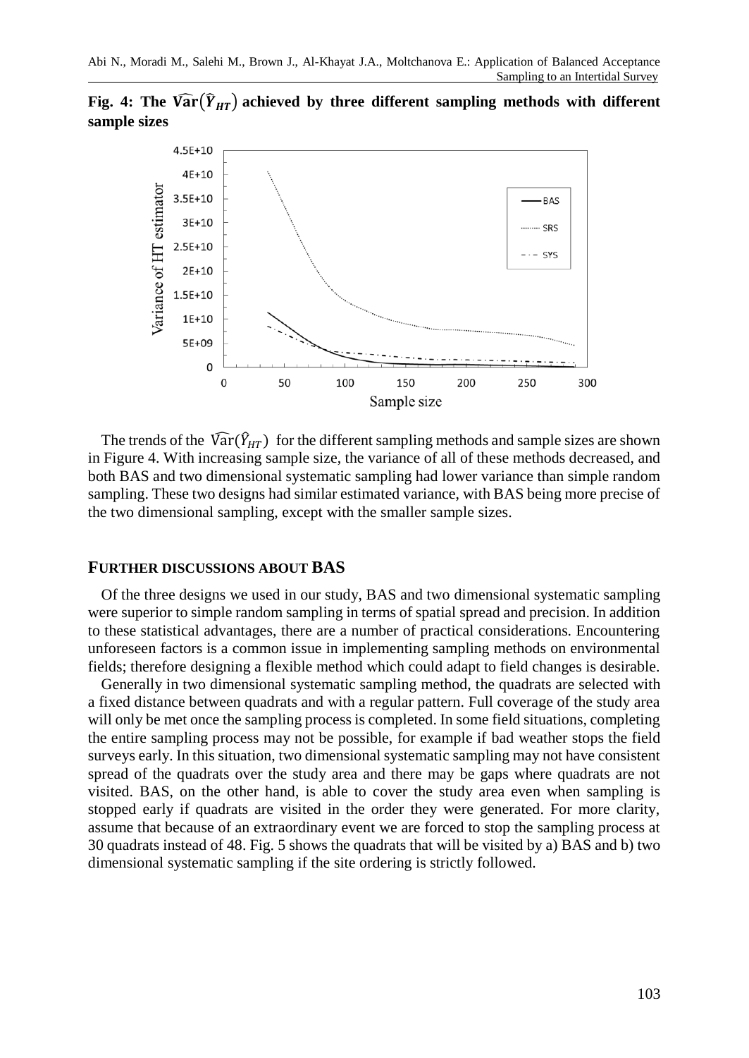**Fig. 4: The $\widehat{\mathrm{Var}}(\hat{Y}_{HT})$ achieved by three different sampling methods with different sample sizes**

The trends of the $\widehat{\mathrm{Var}}(\hat{Y}_{HT})$ for the different sampling methods and sample sizes are shown in Figure 4. With increasing sample size, the variance of all of these methods decreased, and both BAS and two dimensional systematic sampling had lower variance than simple random sampling. These two designs had similar estimated variance, with BAS being more precise of the two dimensional sampling, except with the smaller sample sizes.

## FURTHER DISCUSSIONS ABOUT BAS

Of the three designs we used in our study, BAS and two dimensional systematic sampling were superior to simple random sampling in terms of spatial spread and precision. In addition to these statistical advantages, there are a number of practical considerations. Encountering unforeseen factors is a common issue in implementing sampling methods on environmental fields; therefore designing a flexible method which could adapt to field changes is desirable.

Generally in two dimensional systematic sampling method, the quadrats are selected with a fixed distance between quadrats and with a regular pattern. Full coverage of the study area will only be met once the sampling process is completed. In some field situations, completing the entire sampling process may not be possible, for example if bad weather stops the field surveys early. In this situation, two dimensional systematic sampling may not have consistent spread of the quadrats over the study area and there may be gaps where quadrats are not visited. BAS, on the other hand, is able to cover the study area even when sampling is stopped early if quadrats are visited in the order they were generated. For more clarity, assume that because of an extraordinary event we are forced to stop the sampling process at 30 quadrats instead of 48. Fig. 5 shows the quadrats that will be visited by a) BAS and b) two dimensional systematic sampling if the site ordering is strictly followed.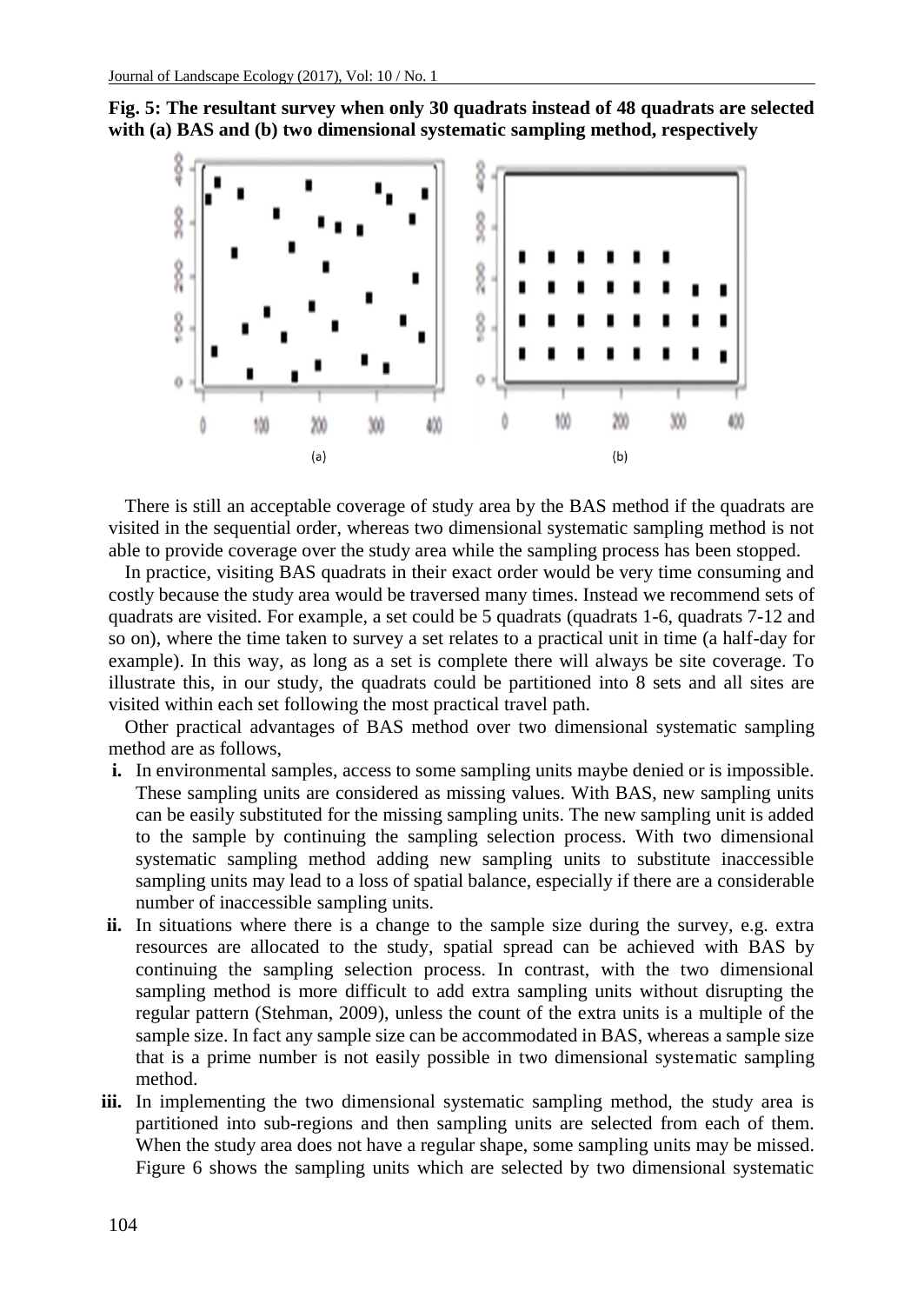**Fig. 5: The resultant survey when only 30 quadrats instead of 48 quadrats are selected with (a) BAS and (b) two dimensional systematic sampling method, respectively**

0
100
200
300
400

(a)

0
100
200
300
400

(b)

There is still an acceptable coverage of study area by the BAS method if the quadrats are visited in the sequential order, whereas two dimensional systematic sampling method is not able to provide coverage over the study area while the sampling process has been stopped.

In practice, visiting BAS quadrats in their exact order would be very time consuming and costly because the study area would be traversed many times. Instead we recommend sets of quadrats are visited. For example, a set could be 5 quadrats (quadrats 1-6, quadrats 7-12 and so on), where the time taken to survey a set relates to a practical unit in time (a half-day for example). In this way, as long as a set is complete there will always be site coverage. To illustrate this, in our study, the quadrats could be partitioned into 8 sets and all sites are visited within each set following the most practical travel path.

Other practical advantages of BAS method over two dimensional systematic sampling method are as follows,

- **i.** In environmental samples, access to some sampling units maybe denied or is impossible. These sampling units are considered as missing values. With BAS, new sampling units can be easily substituted for the missing sampling units. The new sampling unit is added to the sample by continuing the sampling selection process. With two dimensional systematic sampling method adding new sampling units to substitute inaccessible sampling units may lead to a loss of spatial balance, especially if there are a considerable number of inaccessible sampling units.
- **ii.** In situations where there is a change to the sample size during the survey, e.g. extra resources are allocated to the study, spatial spread can be achieved with BAS by continuing the sampling selection process. In contrast, with the two dimensional sampling method is more difficult to add extra sampling units without disrupting the regular pattern (Stehman, 2009), unless the count of the extra units is a multiple of the sample size. In fact any sample size can be accommodated in BAS, whereas a sample size that is a prime number is not easily possible in two dimensional systematic sampling method.
- **iii.** In implementing the two dimensional systematic sampling method, the study area is partitioned into sub-regions and then sampling units are selected from each of them. When the study area does not have a regular shape, some sampling units may be missed. Figure 6 shows the sampling units which are selected by two dimensional systematic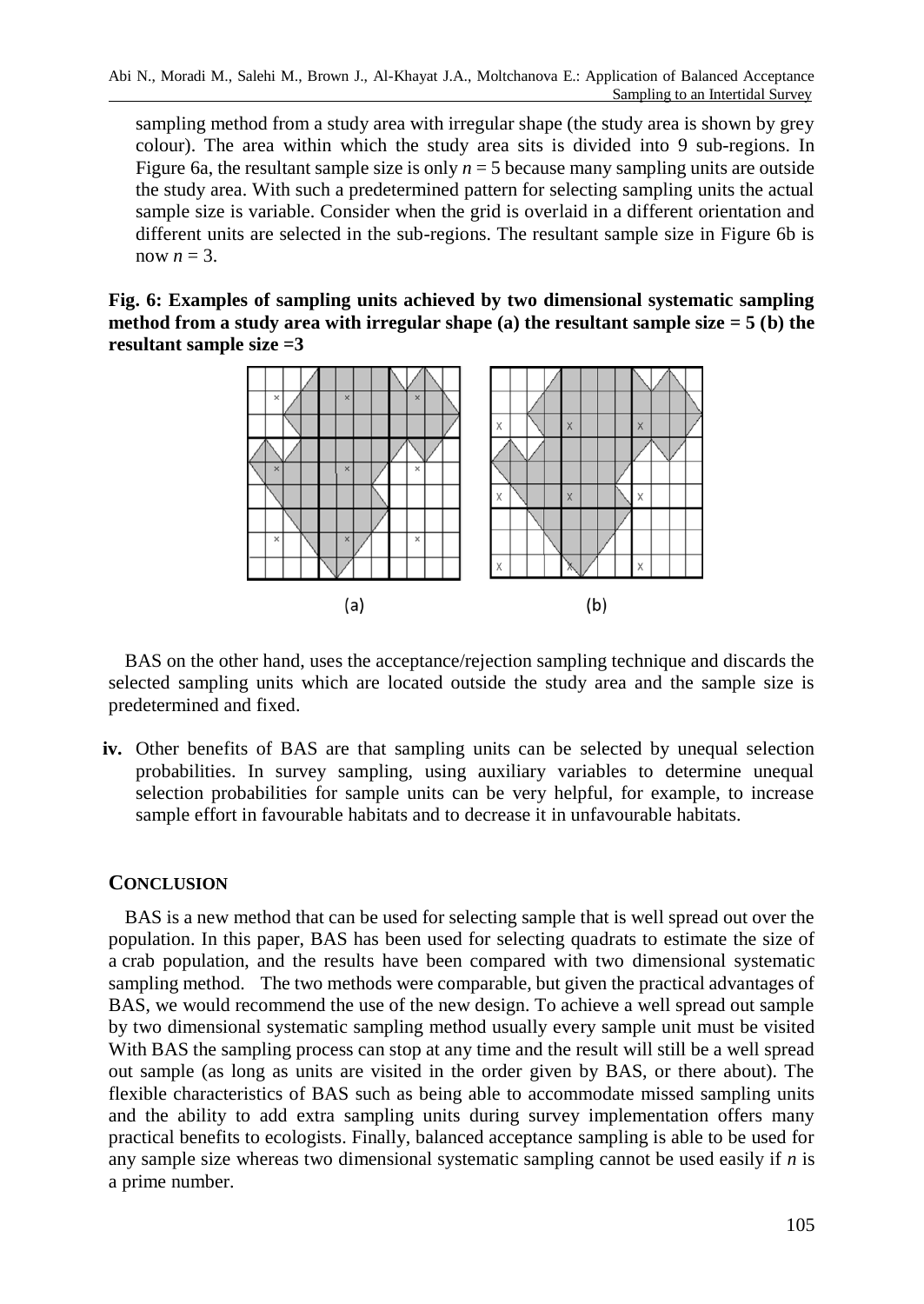sampling method from a study area with irregular shape (the study area is shown by grey colour). The area within which the study area sits is divided into 9 sub-regions. In Figure 6a, the resultant sample size is only $n = 5$ because many sampling units are outside the study area. With such a predetermined pattern for selecting sampling units the actual sample size is variable. Consider when the grid is overlaid in a different orientation and different units are selected in the sub-regions. The resultant sample size in Figure 6b is now $n = 3$.

**Fig. 6: Examples of sampling units achieved by two dimensional systematic sampling method from a study area with irregular shape (a) the resultant sample size = 5 (b) the resultant sample size =3**

BAS on the other hand, uses the acceptance/rejection sampling technique and discards the selected sampling units which are located outside the study area and the sample size is predetermined and fixed.

**iv.** Other benefits of BAS are that sampling units can be selected by unequal selection probabilities. In survey sampling, using auxiliary variables to determine unequal selection probabilities for sample units can be very helpful, for example, to increase sample effort in favourable habitats and to decrease it in unfavourable habitats.

## CONCLUSION

BAS is a new method that can be used for selecting sample that is well spread out over the population. In this paper, BAS has been used for selecting quadrats to estimate the size of a crab population, and the results have been compared with two dimensional systematic sampling method. The two methods were comparable, but given the practical advantages of BAS, we would recommend the use of the new design. To achieve a well spread out sample by two dimensional systematic sampling method usually every sample unit must be visited With BAS the sampling process can stop at any time and the result will still be a well spread out sample (as long as units are visited in the order given by BAS, or there about). The flexible characteristics of BAS such as being able to accommodate missed sampling units and the ability to add extra sampling units during survey implementation offers many practical benefits to ecologists. Finally, balanced acceptance sampling is able to be used for any sample size whereas two dimensional systematic sampling cannot be used easily if $n$ is a prime number.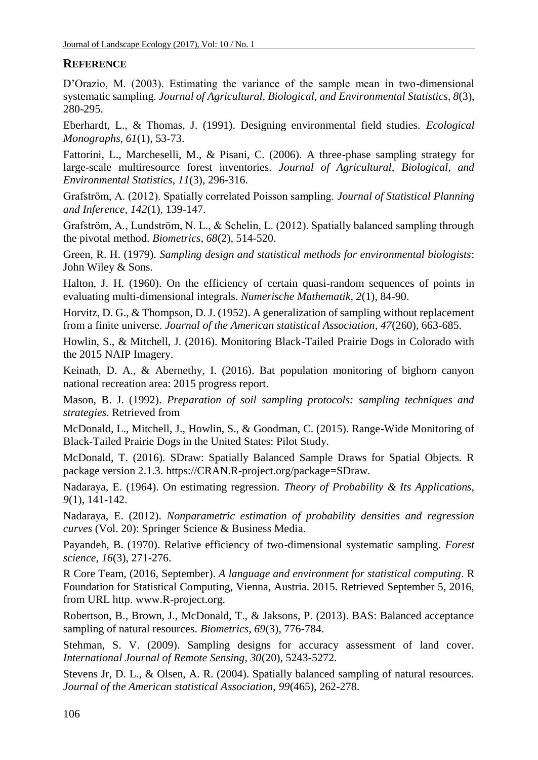## REFERENCE

D'Orazio, M. (2003). Estimating the variance of the sample mean in two-dimensional systematic sampling. *Journal of Agricultural, Biological, and Environmental Statistics, 8*(3), 280-295.

Eberhardt, L., & Thomas, J. (1991). Designing environmental field studies. *Ecological Monographs, 61*(1), 53-73.

Fattorini, L., Marcheselli, M., & Pisani, C. (2006). A three-phase sampling strategy for large-scale multiresource forest inventories. *Journal of Agricultural, Biological, and Environmental Statistics*, *11*(3), 296-316.

Grafström, A. (2012). Spatially correlated Poisson sampling. *Journal of Statistical Planning and Inference, 142*(1), 139-147.

Grafström, A., Lundström, N. L., & Schelin, L. (2012). Spatially balanced sampling through the pivotal method. *Biometrics, 68*(2), 514-520.

Green, R. H. (1979). *Sampling design and statistical methods for environmental biologists*: John Wiley & Sons.

Halton, J. H. (1960). On the efficiency of certain quasi-random sequences of points in evaluating multi-dimensional integrals. *Numerische Mathematik, 2*(1), 84-90.

Horvitz, D. G., & Thompson, D. J. (1952). A generalization of sampling without replacement from a finite universe. *Journal of the American statistical Association, 47*(260), 663-685.

Howlin, S., & Mitchell, J. (2016). Monitoring Black-Tailed Prairie Dogs in Colorado with the 2015 NAIP Imagery.

Keinath, D. A., & Abernethy, I. (2016). Bat population monitoring of bighorn canyon national recreation area: 2015 progress report.

Mason, B. J. (1992). *Preparation of soil sampling protocols: sampling techniques and strategies*. Retrieved from

McDonald, L., Mitchell, J., Howlin, S., & Goodman, C. (2015). Range-Wide Monitoring of Black-Tailed Prairie Dogs in the United States: Pilot Study.

McDonald, T. (2016). SDraw: Spatially Balanced Sample Draws for Spatial Objects. R package version 2.1.3. https://CRAN.R-project.org/package=SDraw.

Nadaraya, E. (1964). On estimating regression. *Theory of Probability & Its Applications, 9*(1), 141-142.

Nadaraya, E. (2012). *Nonparametric estimation of probability densities and regression curves* (Vol. 20): Springer Science & Business Media.

Payandeh, B. (1970). Relative efficiency of two-dimensional systematic sampling. *Forest science, 16*(3), 271-276.

R Core Team, (2016, September). *A language and environment for statistical computing*. R Foundation for Statistical Computing, Vienna, Austria. 2015. Retrieved September 5, 2016, from URL http. www.R-project.org.

Robertson, B., Brown, J., McDonald, T., & Jaksons, P. (2013). BAS: Balanced acceptance sampling of natural resources. *Biometrics, 69*(3), 776-784.

Stehman, S. V. (2009). Sampling designs for accuracy assessment of land cover. *International Journal of Remote Sensing, 30*(20), 5243-5272.

Stevens Jr, D. L., & Olsen, A. R. (2004). Spatially balanced sampling of natural resources. *Journal of the American statistical Association, 99*(465), 262-278.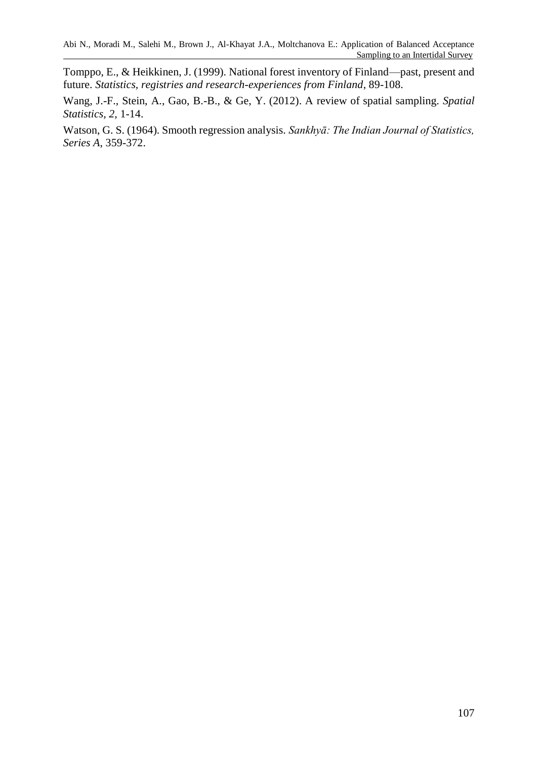Tomppo, E., & Heikkinen, J. (1999). National forest inventory of Finland—past, present and future. *Statistics, registries and research-experiences from Finland*, 89-108.

Wang, J.-F., Stein, A., Gao, B.-B., & Ge, Y. (2012). A review of spatial sampling. *Spatial Statistics*, *2*, 1-14.

Watson, G. S. (1964). Smooth regression analysis. *Sankhyā: The Indian Journal of Statistics, Series A*, 359-372.